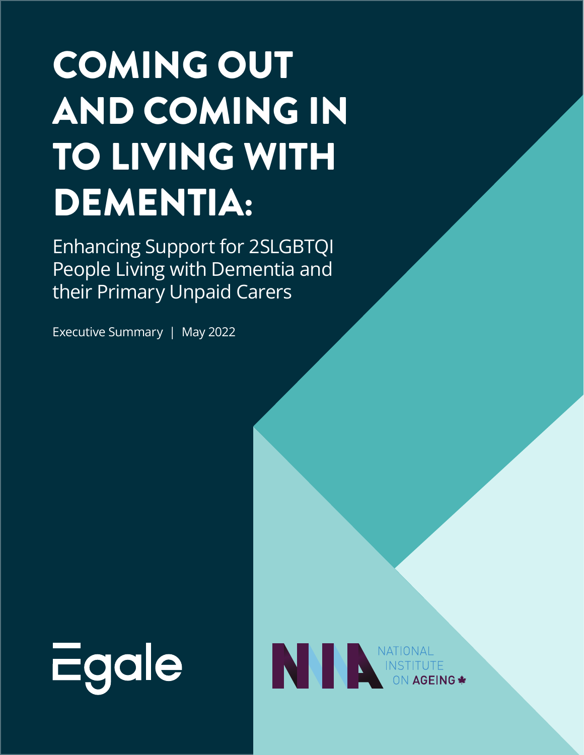# COMING OUT AND COMING IN TO LIVING WITH DEMENTIA:

## Enhancing Support for 2SLGBTQI People Living with Dementia and their Primary Unpaid Carers

Executive Summary | May 2022

Egale

NATIONAL INSTITUTE ON AGEING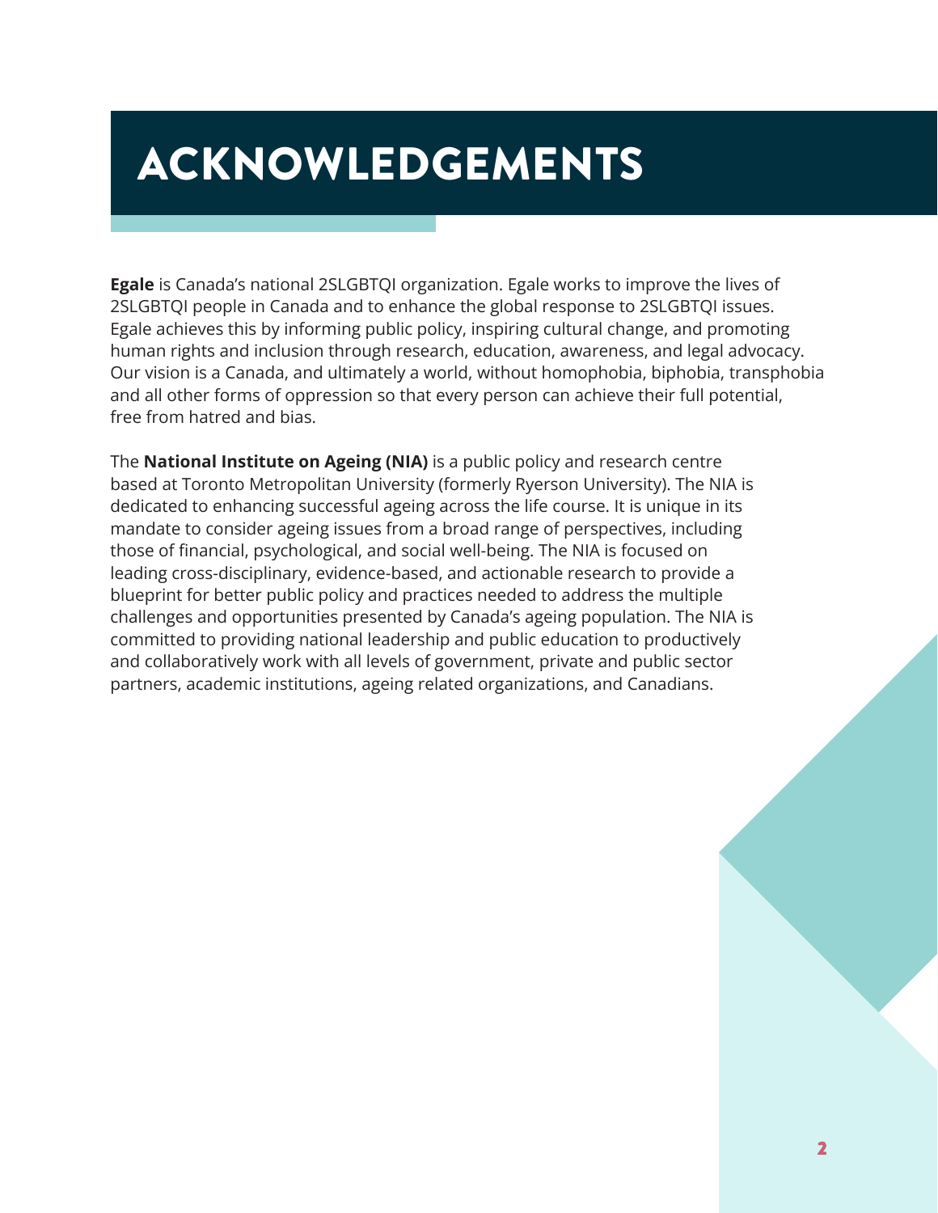# ACKNOWLEDGEMENTS

**Egale** is Canada's national 2SLGBTQI organization. Egale works to improve the lives of 2SLGBTQI people in Canada and to enhance the global response to 2SLGBTQI issues. Egale achieves this by informing public policy, inspiring cultural change, and promoting human rights and inclusion through research, education, awareness, and legal advocacy. Our vision is a Canada, and ultimately a world, without homophobia, biphobia, transphobia and all other forms of oppression so that every person can achieve their full potential, free from hatred and bias.

The **National Institute on Ageing (NIA)** is a public policy and research centre based at Toronto Metropolitan University (formerly Ryerson University). The NIA is dedicated to enhancing successful ageing across the life course. It is unique in its mandate to consider ageing issues from a broad range of perspectives, including those of financial, psychological, and social well-being. The NIA is focused on leading cross-disciplinary, evidence-based, and actionable research to provide a blueprint for better public policy and practices needed to address the multiple challenges and opportunities presented by Canada's ageing population. The NIA is committed to providing national leadership and public education to productively and collaboratively work with all levels of government, private and public sector partners, academic institutions, ageing related organizations, and Canadians.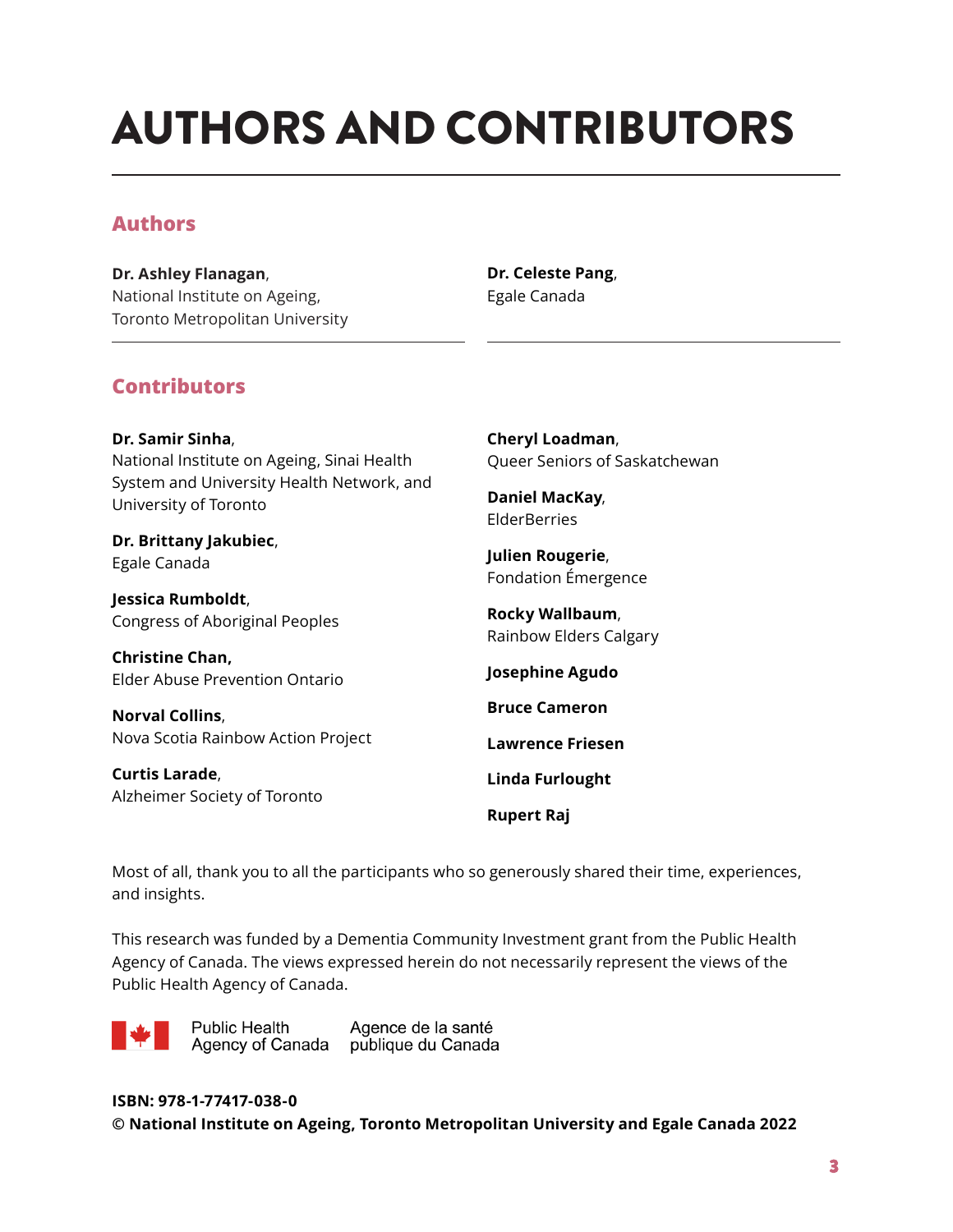# AUTHORS AND CONTRIBUTORS

## Authors

**Dr. Ashley Flanagan**,
National Institute on Ageing,
Toronto Metropolitan University

**Dr. Celeste Pang**,
Egale Canada

## Contributors

**Dr. Samir Sinha**,
National Institute on Ageing, Sinai Health System and University Health Network, and University of Toronto

**Dr. Brittany Jakubiec**,
Egale Canada

**Jessica Rumboldt**,
Congress of Aboriginal Peoples

**Christine Chan,**
Elder Abuse Prevention Ontario

**Norval Collins**,
Nova Scotia Rainbow Action Project

**Curtis Larade**,
Alzheimer Society of Toronto

**Cheryl Loadman**,
Queer Seniors of Saskatchewan

**Daniel MacKay**,
ElderBerries

**Julien Rougerie**,
Fondation Émergence

**Rocky Wallbaum**,
Rainbow Elders Calgary

**Josephine Agudo**

**Bruce Cameron**

**Lawrence Friesen**

**Linda Furlought**

**Rupert Raj**

Most of all, thank you to all the participants who so generously shared their time, experiences, and insights.

This research was funded by a Dementia Community Investment grant from the Public Health Agency of Canada. The views expressed herein do not necessarily represent the views of the Public Health Agency of Canada.

Public Health Agency of Canada | Agence de la santé publique du Canada

**ISBN: 978-1-77417-038-0**
**© National Institute on Ageing, Toronto Metropolitan University and Egale Canada 2022**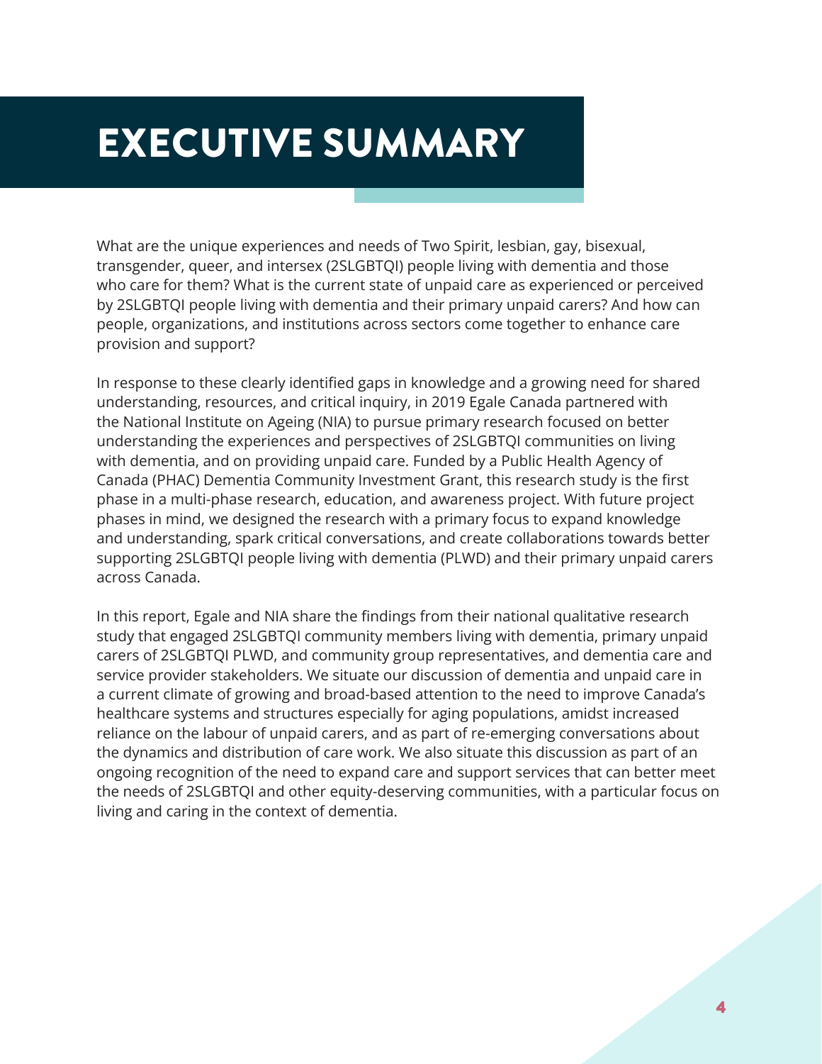# EXECUTIVE SUMMARY

What are the unique experiences and needs of Two Spirit, lesbian, gay, bisexual, transgender, queer, and intersex (2SLGBTQI) people living with dementia and those who care for them? What is the current state of unpaid care as experienced or perceived by 2SLGBTQI people living with dementia and their primary unpaid carers? And how can people, organizations, and institutions across sectors come together to enhance care provision and support?

In response to these clearly identified gaps in knowledge and a growing need for shared understanding, resources, and critical inquiry, in 2019 Egale Canada partnered with the National Institute on Ageing (NIA) to pursue primary research focused on better understanding the experiences and perspectives of 2SLGBTQI communities on living with dementia, and on providing unpaid care. Funded by a Public Health Agency of Canada (PHAC) Dementia Community Investment Grant, this research study is the first phase in a multi-phase research, education, and awareness project. With future project phases in mind, we designed the research with a primary focus to expand knowledge and understanding, spark critical conversations, and create collaborations towards better supporting 2SLGBTQI people living with dementia (PLWD) and their primary unpaid carers across Canada.

In this report, Egale and NIA share the findings from their national qualitative research study that engaged 2SLGBTQI community members living with dementia, primary unpaid carers of 2SLGBTQI PLWD, and community group representatives, and dementia care and service provider stakeholders. We situate our discussion of dementia and unpaid care in a current climate of growing and broad-based attention to the need to improve Canada's healthcare systems and structures especially for aging populations, amidst increased reliance on the labour of unpaid carers, and as part of re-emerging conversations about the dynamics and distribution of care work. We also situate this discussion as part of an ongoing recognition of the need to expand care and support services that can better meet the needs of 2SLGBTQI and other equity-deserving communities, with a particular focus on living and caring in the context of dementia.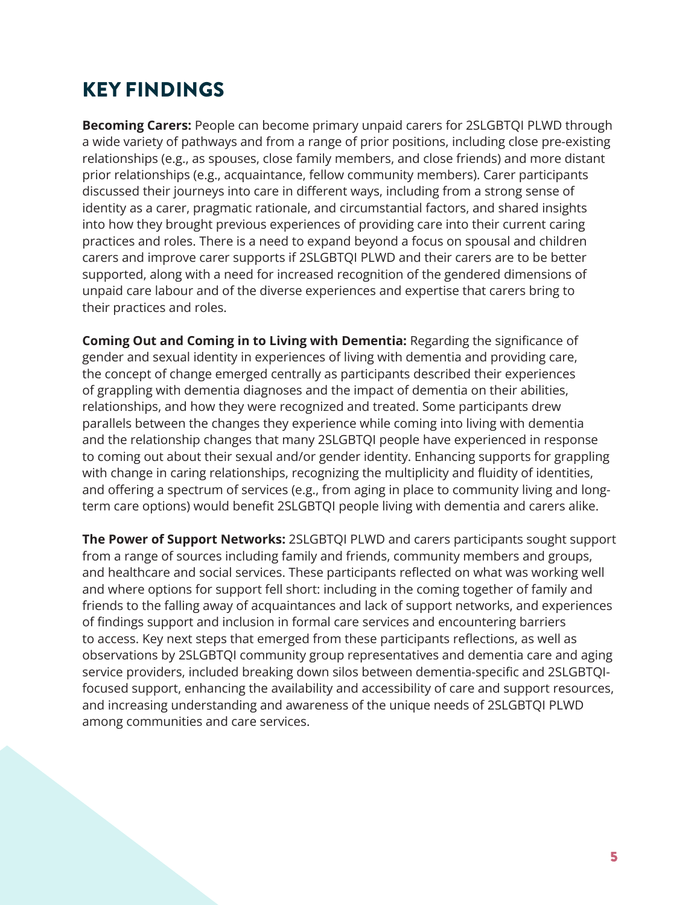# KEY FINDINGS

**Becoming Carers:** People can become primary unpaid carers for 2SLGBTQI PLWD through a wide variety of pathways and from a range of prior positions, including close pre-existing relationships (e.g., as spouses, close family members, and close friends) and more distant prior relationships (e.g., acquaintance, fellow community members). Carer participants discussed their journeys into care in different ways, including from a strong sense of identity as a carer, pragmatic rationale, and circumstantial factors, and shared insights into how they brought previous experiences of providing care into their current caring practices and roles. There is a need to expand beyond a focus on spousal and children carers and improve carer supports if 2SLGBTQI PLWD and their carers are to be better supported, along with a need for increased recognition of the gendered dimensions of unpaid care labour and of the diverse experiences and expertise that carers bring to their practices and roles.

**Coming Out and Coming in to Living with Dementia:** Regarding the significance of gender and sexual identity in experiences of living with dementia and providing care, the concept of change emerged centrally as participants described their experiences of grappling with dementia diagnoses and the impact of dementia on their abilities, relationships, and how they were recognized and treated. Some participants drew parallels between the changes they experience while coming into living with dementia and the relationship changes that many 2SLGBTQI people have experienced in response to coming out about their sexual and/or gender identity. Enhancing supports for grappling with change in caring relationships, recognizing the multiplicity and fluidity of identities, and offering a spectrum of services (e.g., from aging in place to community living and long-term care options) would benefit 2SLGBTQI people living with dementia and carers alike.

**The Power of Support Networks:** 2SLGBTQI PLWD and carers participants sought support from a range of sources including family and friends, community members and groups, and healthcare and social services. These participants reflected on what was working well and where options for support fell short: including in the coming together of family and friends to the falling away of acquaintances and lack of support networks, and experiences of findings support and inclusion in formal care services and encountering barriers to access. Key next steps that emerged from these participants reflections, as well as observations by 2SLGBTQI community group representatives and dementia care and aging service providers, included breaking down silos between dementia-specific and 2SLGBTQI-focused support, enhancing the availability and accessibility of care and support resources, and increasing understanding and awareness of the unique needs of 2SLGBTQI PLWD among communities and care services.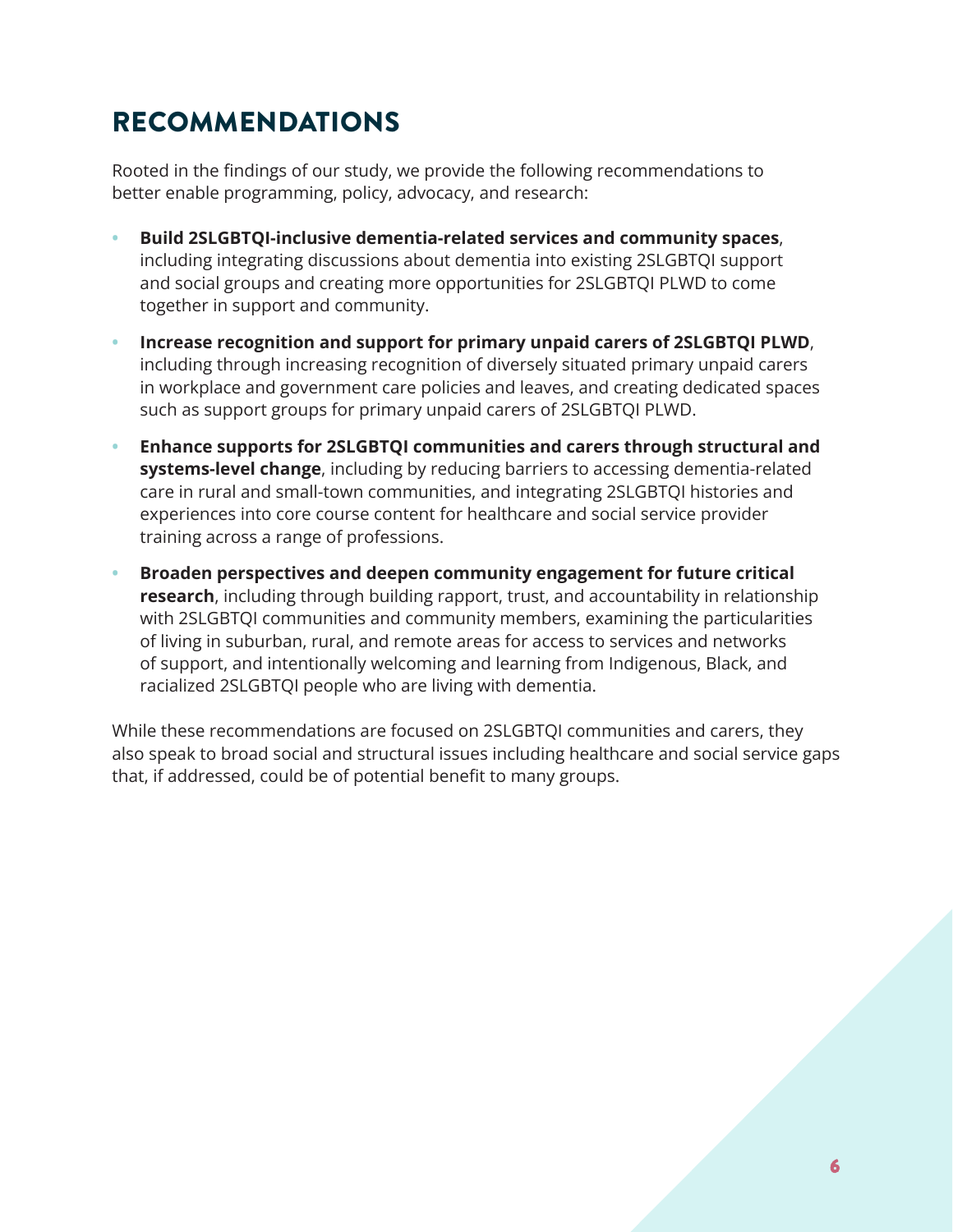# RECOMMENDATIONS

Rooted in the findings of our study, we provide the following recommendations to better enable programming, policy, advocacy, and research:

- **Build 2SLGBTQI-inclusive dementia-related services and community spaces**, including integrating discussions about dementia into existing 2SLGBTQI support and social groups and creating more opportunities for 2SLGBTQI PLWD to come together in support and community.
- **Increase recognition and support for primary unpaid carers of 2SLGBTQI PLWD**, including through increasing recognition of diversely situated primary unpaid carers in workplace and government care policies and leaves, and creating dedicated spaces such as support groups for primary unpaid carers of 2SLGBTQI PLWD.
- **Enhance supports for 2SLGBTQI communities and carers through structural and systems-level change**, including by reducing barriers to accessing dementia-related care in rural and small-town communities, and integrating 2SLGBTQI histories and experiences into core course content for healthcare and social service provider training across a range of professions.
- **Broaden perspectives and deepen community engagement for future critical research**, including through building rapport, trust, and accountability in relationship with 2SLGBTQI communities and community members, examining the particularities of living in suburban, rural, and remote areas for access to services and networks of support, and intentionally welcoming and learning from Indigenous, Black, and racialized 2SLGBTQI people who are living with dementia.

While these recommendations are focused on 2SLGBTQI communities and carers, they also speak to broad social and structural issues including healthcare and social service gaps that, if addressed, could be of potential benefit to many groups.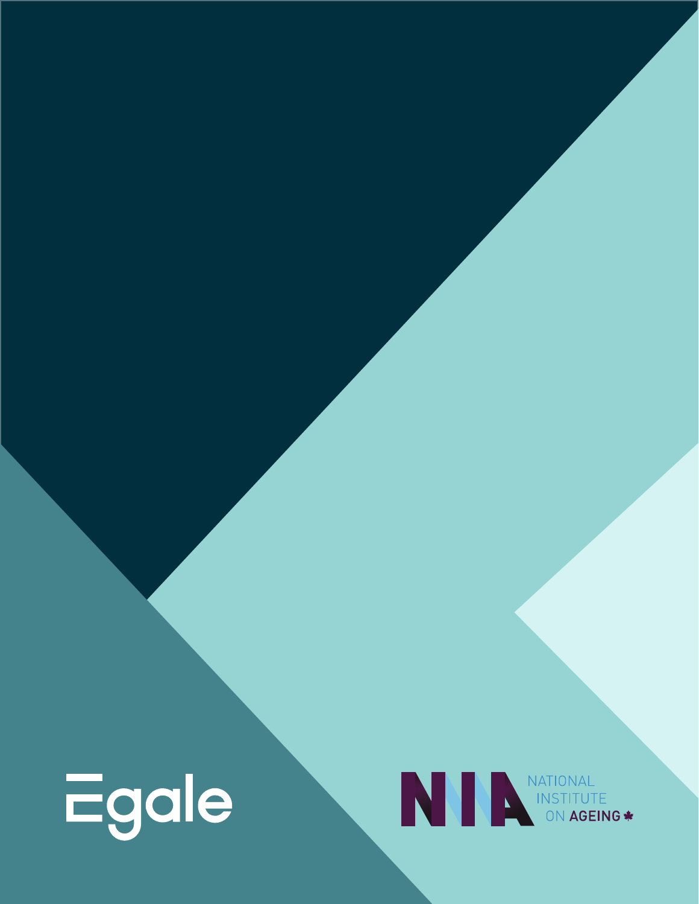Egale

NATIONAL INSTITUTE ON AGEING